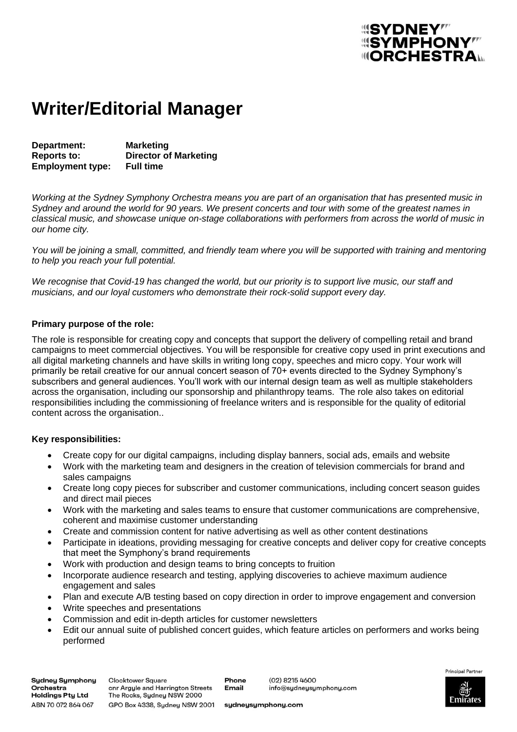# Writer/Editorial Manager

**Department:** **Marketing**
**Reports to:** **Director of Marketing**
**Employment type:** **Full time**

*Working at the Sydney Symphony Orchestra means you are part of an organisation that has presented music in Sydney and around the world for 90 years. We present concerts and tour with some of the greatest names in classical music, and showcase unique on-stage collaborations with performers from across the world of music in our home city.*

*You will be joining a small, committed, and friendly team where you will be supported with training and mentoring to help you reach your full potential.*

*We recognise that Covid-19 has changed the world, but our priority is to support live music, our staff and musicians, and our loyal customers who demonstrate their rock-solid support every day.*

**Primary purpose of the role:**

The role is responsible for creating copy and concepts that support the delivery of compelling retail and brand campaigns to meet commercial objectives. You will be responsible for creative copy used in print executions and all digital marketing channels and have skills in writing long copy, speeches and micro copy. Your work will primarily be retail creative for our annual concert season of 70+ events directed to the Sydney Symphony's subscribers and general audiences. You'll work with our internal design team as well as multiple stakeholders across the organisation, including our sponsorship and philanthropy teams. The role also takes on editorial responsibilities including the commissioning of freelance writers and is responsible for the quality of editorial content across the organisation..

**Key responsibilities:**

- Create copy for our digital campaigns, including display banners, social ads, emails and website
- Work with the marketing team and designers in the creation of television commercials for brand and sales campaigns
- Create long copy pieces for subscriber and customer communications, including concert season guides and direct mail pieces
- Work with the marketing and sales teams to ensure that customer communications are comprehensive, coherent and maximise customer understanding
- Create and commission content for native advertising as well as other content destinations
- Participate in ideations, providing messaging for creative concepts and deliver copy for creative concepts that meet the Symphony's brand requirements
- Work with production and design teams to bring concepts to fruition
- Incorporate audience research and testing, applying discoveries to achieve maximum audience engagement and sales
- Plan and execute A/B testing based on copy direction in order to improve engagement and conversion
- Write speeches and presentations
- Commission and edit in-depth articles for customer newsletters
- Edit our annual suite of published concert guides, which feature articles on performers and works being performed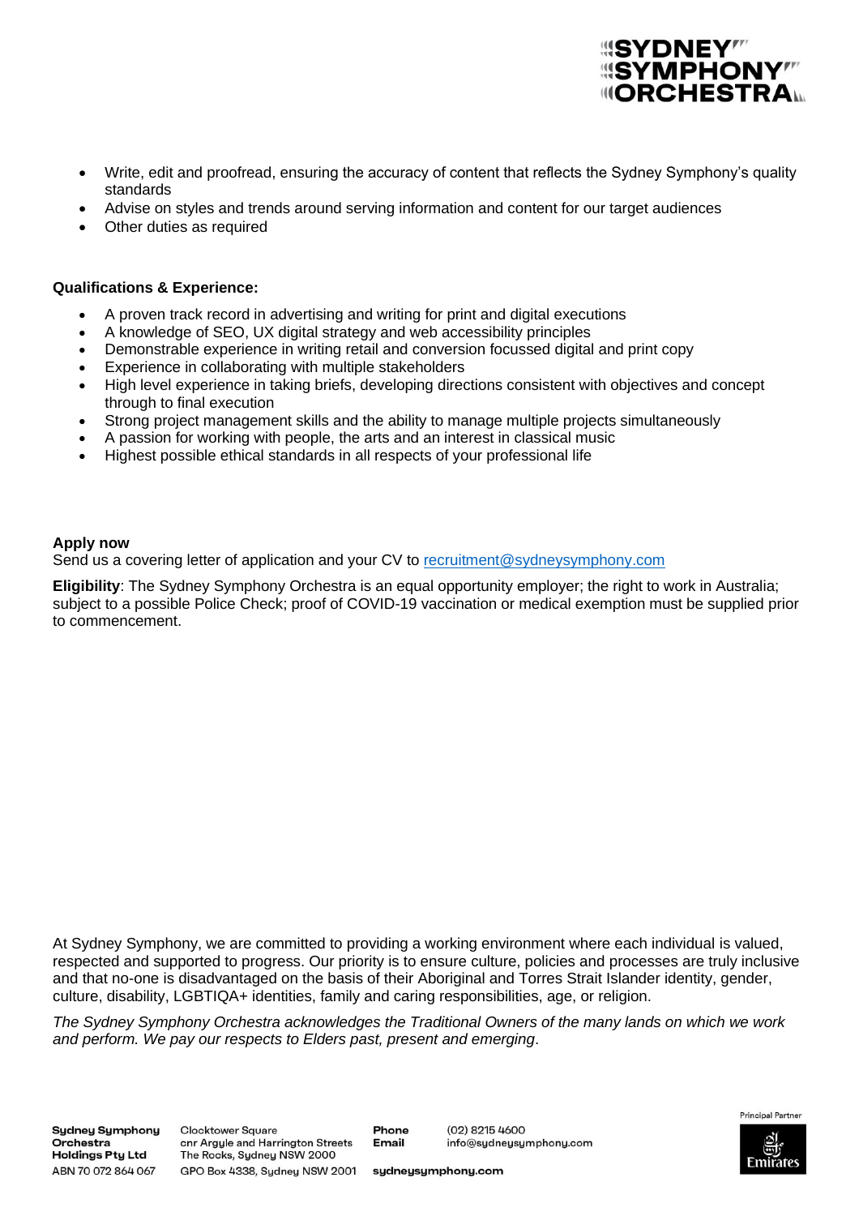- Write, edit and proofread, ensuring the accuracy of content that reflects the Sydney Symphony's quality standards
- Advise on styles and trends around serving information and content for our target audiences
- Other duties as required

**Qualifications & Experience:**

- A proven track record in advertising and writing for print and digital executions
- A knowledge of SEO, UX digital strategy and web accessibility principles
- Demonstrable experience in writing retail and conversion focussed digital and print copy
- Experience in collaborating with multiple stakeholders
- High level experience in taking briefs, developing directions consistent with objectives and concept through to final execution
- Strong project management skills and the ability to manage multiple projects simultaneously
- A passion for working with people, the arts and an interest in classical music
- Highest possible ethical standards in all respects of your professional life

**Apply now**

Send us a covering letter of application and your CV to recruitment@sydneysymphony.com

**Eligibility**: The Sydney Symphony Orchestra is an equal opportunity employer; the right to work in Australia; subject to a possible Police Check; proof of COVID-19 vaccination or medical exemption must be supplied prior to commencement.

At Sydney Symphony, we are committed to providing a working environment where each individual is valued, respected and supported to progress. Our priority is to ensure culture, policies and processes are truly inclusive and that no-one is disadvantaged on the basis of their Aboriginal and Torres Strait Islander identity, gender, culture, disability, LGBTIQA+ identities, family and caring responsibilities, age, or religion.

*The Sydney Symphony Orchestra acknowledges the Traditional Owners of the many lands on which we work and perform. We pay our respects to Elders past, present and emerging*.